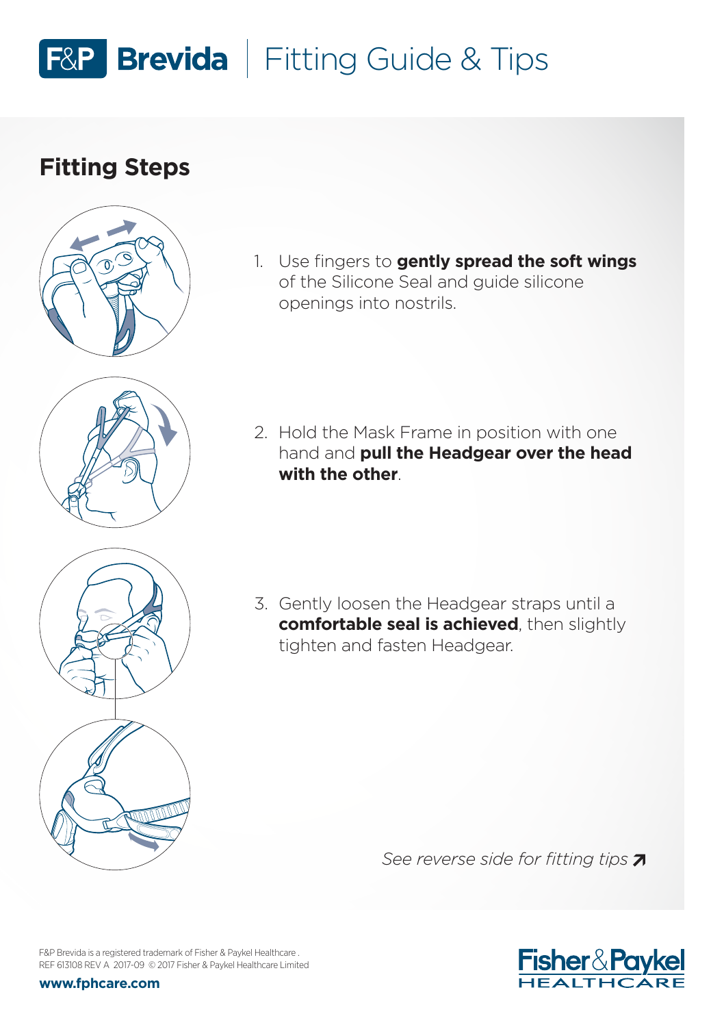# F&P Brevida | Fitting Guide & Tips

## Fitting Steps

1. Use fingers to **gently spread the soft wings** of the Silicone Seal and guide silicone openings into nostrils.

2. Hold the Mask Frame in position with one hand and **pull the Headgear over the head with the other**.

3. Gently loosen the Headgear straps until a **comfortable seal is achieved**, then slightly tighten and fasten Headgear.

*See reverse side for fitting tips* ↗

F&P Brevida is a registered trademark of Fisher & Paykel Healthcare.
REF 613108 REV A 2017-09 © 2017 Fisher & Paykel Healthcare Limited

**www.fphcare.com**

Fisher & Paykel HEALTHCARE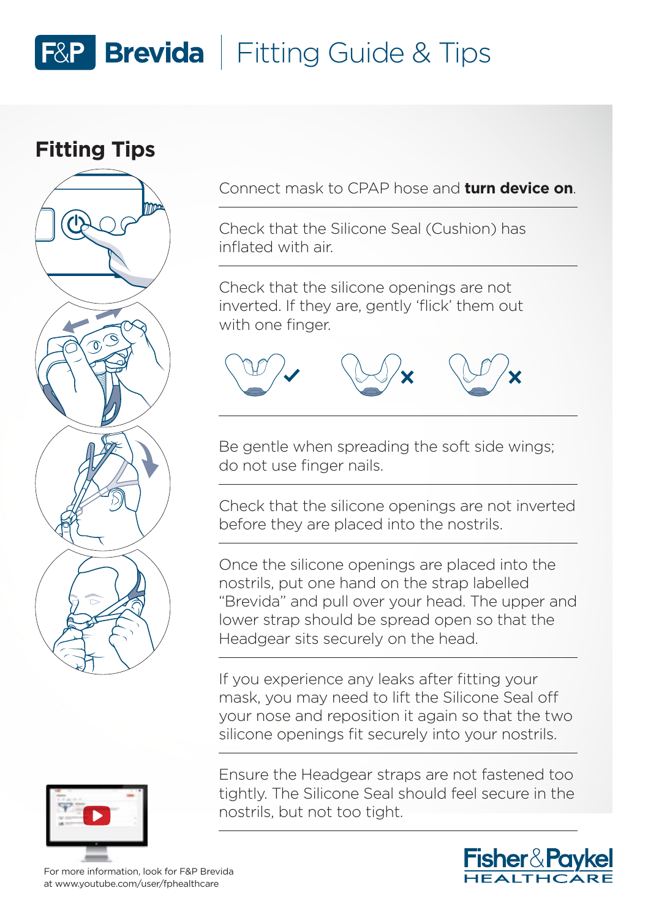# F&P Brevida | Fitting Guide & Tips

## Fitting Tips

Connect mask to CPAP hose and **turn device on**.

Check that the Silicone Seal (Cushion) has inflated with air.

Check that the silicone openings are not inverted. If they are, gently 'flick' them out with one finger.

Be gentle when spreading the soft side wings; do not use finger nails.

Check that the silicone openings are not inverted before they are placed into the nostrils.

Once the silicone openings are placed into the nostrils, put one hand on the strap labelled "Brevida" and pull over your head. The upper and lower strap should be spread open so that the Headgear sits securely on the head.

If you experience any leaks after fitting your mask, you may need to lift the Silicone Seal off your nose and reposition it again so that the two silicone openings fit securely into your nostrils.

Ensure the Headgear straps are not fastened too tightly. The Silicone Seal should feel secure in the nostrils, but not too tight.

For more information, look for F&P Brevida at www.youtube.com/user/fphealthcare

Fisher & Paykel HEALTHCARE